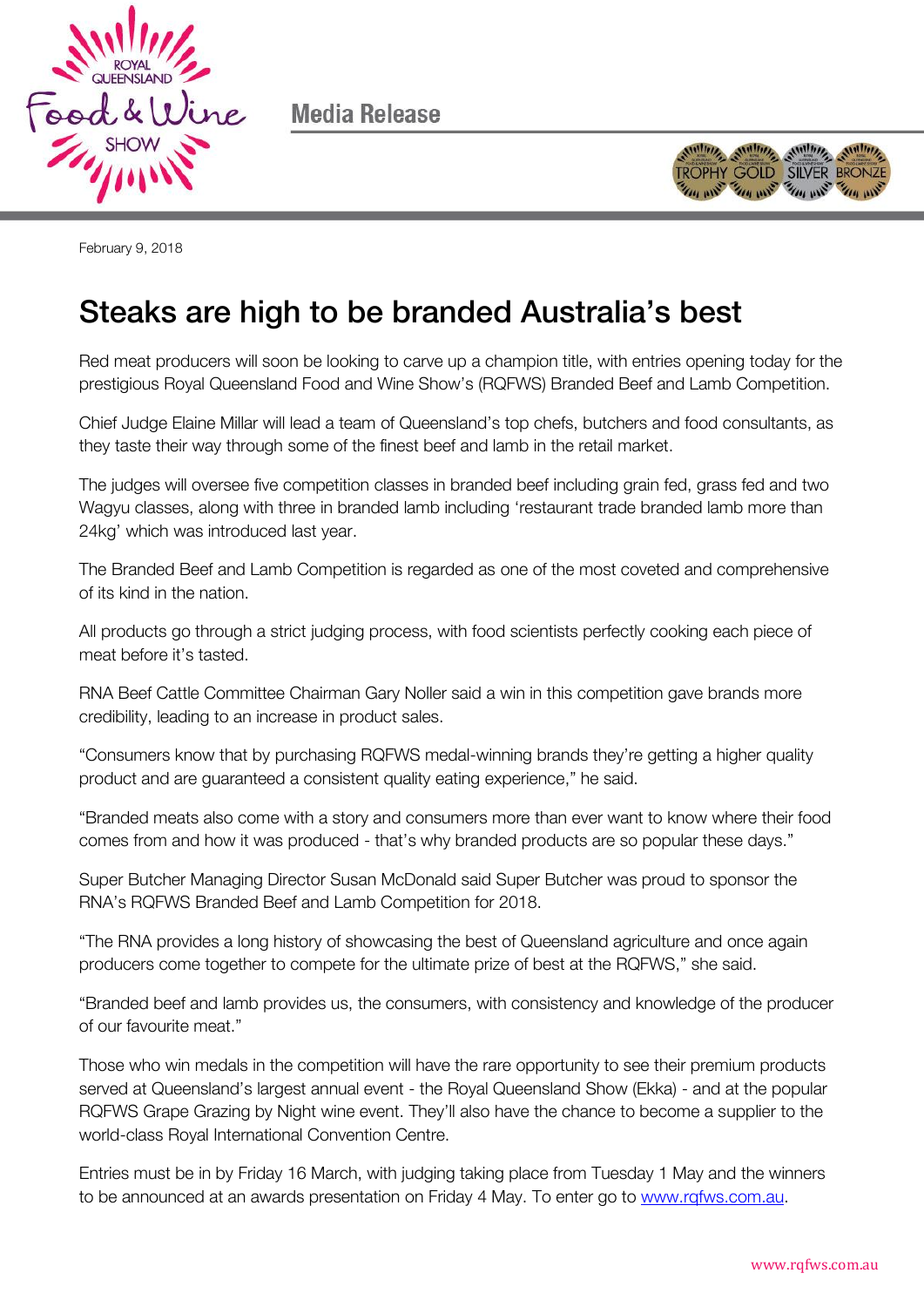Media Release

February 9, 2018

# Steaks are high to be branded Australia's best

Red meat producers will soon be looking to carve up a champion title, with entries opening today for the prestigious Royal Queensland Food and Wine Show's (RQFWS) Branded Beef and Lamb Competition.

Chief Judge Elaine Millar will lead a team of Queensland's top chefs, butchers and food consultants, as they taste their way through some of the finest beef and lamb in the retail market.

The judges will oversee five competition classes in branded beef including grain fed, grass fed and two Wagyu classes, along with three in branded lamb including 'restaurant trade branded lamb more than 24kg' which was introduced last year.

The Branded Beef and Lamb Competition is regarded as one of the most coveted and comprehensive of its kind in the nation.

All products go through a strict judging process, with food scientists perfectly cooking each piece of meat before it's tasted.

RNA Beef Cattle Committee Chairman Gary Noller said a win in this competition gave brands more credibility, leading to an increase in product sales.

"Consumers know that by purchasing RQFWS medal-winning brands they're getting a higher quality product and are guaranteed a consistent quality eating experience," he said.

"Branded meats also come with a story and consumers more than ever want to know where their food comes from and how it was produced - that's why branded products are so popular these days."

Super Butcher Managing Director Susan McDonald said Super Butcher was proud to sponsor the RNA's RQFWS Branded Beef and Lamb Competition for 2018.

"The RNA provides a long history of showcasing the best of Queensland agriculture and once again producers come together to compete for the ultimate prize of best at the RQFWS," she said.

"Branded beef and lamb provides us, the consumers, with consistency and knowledge of the producer of our favourite meat."

Those who win medals in the competition will have the rare opportunity to see their premium products served at Queensland's largest annual event - the Royal Queensland Show (Ekka) - and at the popular RQFWS Grape Grazing by Night wine event. They'll also have the chance to become a supplier to the world-class Royal International Convention Centre.

Entries must be in by Friday 16 March, with judging taking place from Tuesday 1 May and the winners to be announced at an awards presentation on Friday 4 May. To enter go to [www.rqfws.com.au](www.rqfws.com.au).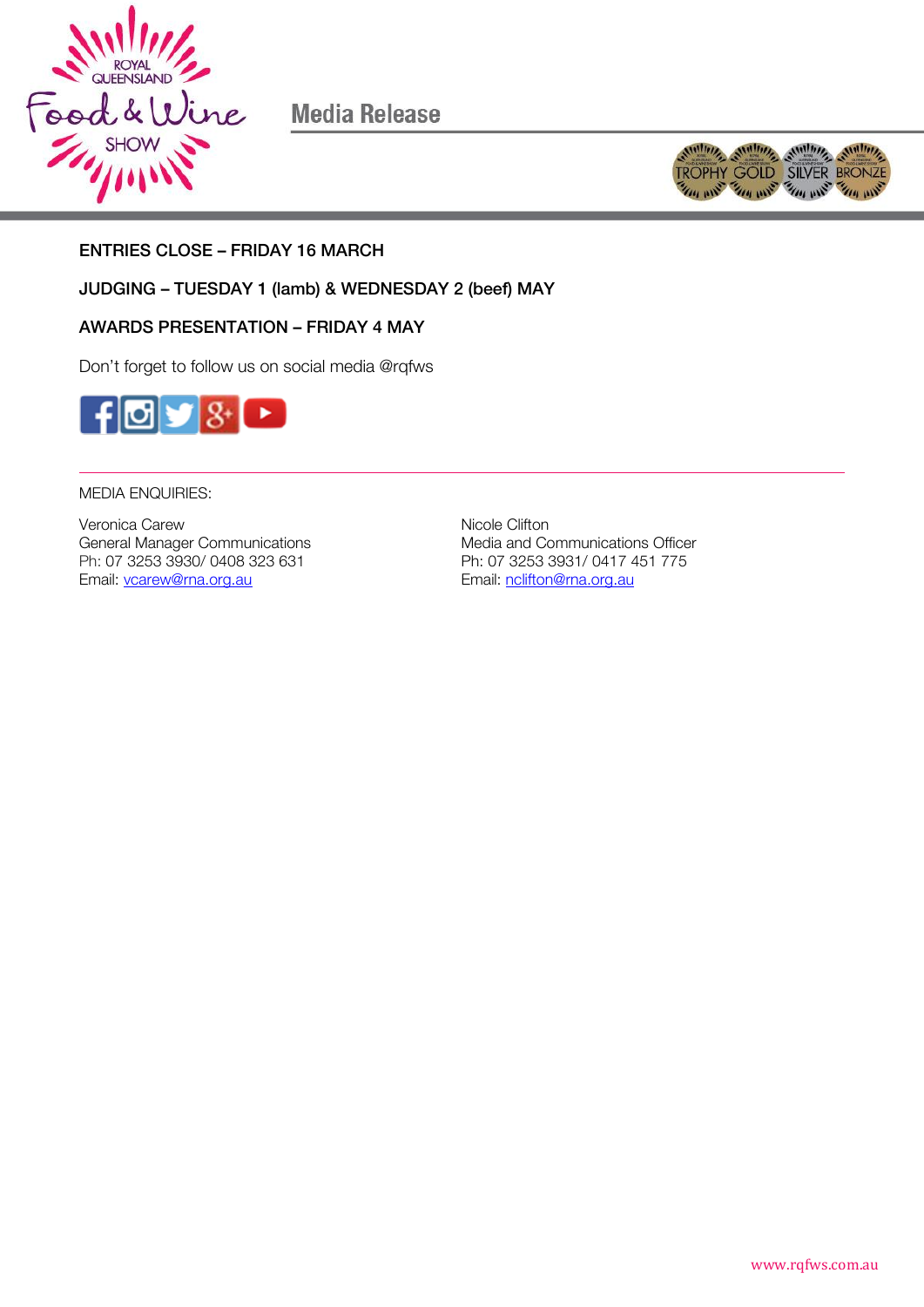**ENTRIES CLOSE – FRIDAY 16 MARCH**

**JUDGING – TUESDAY 1 (lamb) & WEDNESDAY 2 (beef) MAY**

**AWARDS PRESENTATION – FRIDAY 4 MAY**

Don't forget to follow us on social media @rqfws

MEDIA ENQUIRIES:

Veronica Carew
General Manager Communications
Ph: 07 3253 3930/ 0408 323 631
Email: vcarew@rna.org.au

Nicole Clifton
Media and Communications Officer
Ph: 07 3253 3931/ 0417 451 775
Email: nclifton@rna.org.au